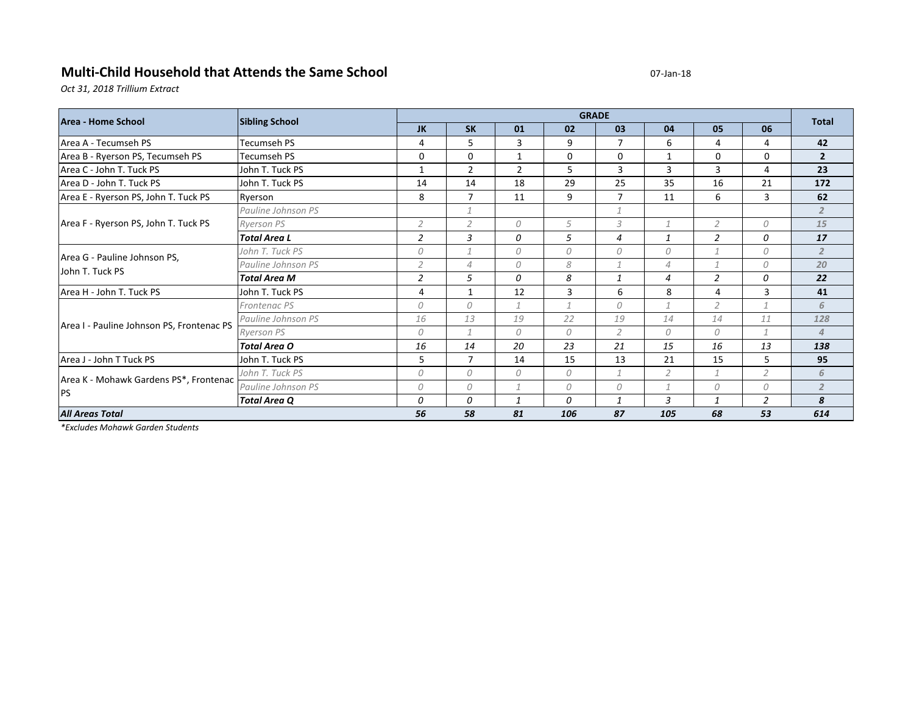## Multi-Child Household that Attends the Same School

07-Jan-18

*Oct 31, 2018 Trillium Extract*

| Area - Home School | Sibling School | GRADE | | | | | | | | Total |
|---|---|---|---|---|---|---|---|---|---|---|
| | | JK | SK | 01 | 02 | 03 | 04 | 05 | 06 | |
| Area A - Tecumseh PS | Tecumseh PS | 4 | 5 | 3 | 9 | 7 | 6 | 4 | 4 | **42** |
| Area B - Ryerson PS, Tecumseh PS | Tecumseh PS | 0 | 0 | 1 | 0 | 0 | 1 | 0 | 0 | **2** |
| Area C - John T. Tuck PS | John T. Tuck PS | 1 | 2 | 2 | 5 | 3 | 3 | 3 | 4 | **23** |
| Area D - John T. Tuck PS | John T. Tuck PS | 14 | 14 | 18 | 29 | 25 | 35 | 16 | 21 | **172** |
| Area E - Ryerson PS, John T. Tuck PS | Ryerson | 8 | 7 | 11 | 9 | 7 | 11 | 6 | 3 | **62** |
| Area F - Ryerson PS, John T. Tuck PS | *Pauline Johnson PS* | | *1* | | | *1* | | | | ***2*** |
| | *Ryerson PS* | *2* | *2* | *0* | *5* | *3* | *1* | *2* | *0* | ***15*** |
| | ***Total Area L*** | *2* | *3* | *0* | *5* | *4* | *1* | *2* | *0* | ***17*** |
| Area G - Pauline Johnson PS, John T. Tuck PS | *John T. Tuck PS* | *0* | *1* | *0* | *0* | *0* | *0* | *1* | *0* | ***2*** |
| | *Pauline Johnson PS* | *2* | *4* | *0* | *8* | *1* | *4* | *1* | *0* | ***20*** |
| | ***Total Area M*** | *2* | *5* | *0* | *8* | *1* | *4* | *2* | *0* | ***22*** |
| Area H - John T. Tuck PS | John T. Tuck PS | 4 | 1 | 12 | 3 | 6 | 8 | 4 | 3 | **41** |
| Area I - Pauline Johnson PS, Frontenac PS | *Frontenac PS* | *0* | *0* | *1* | *1* | *0* | *1* | *2* | *1* | ***6*** |
| | *Pauline Johnson PS* | *16* | *13* | *19* | *22* | *19* | *14* | *14* | *11* | ***128*** |
| | *Ryerson PS* | *0* | *1* | *0* | *0* | *2* | *0* | *0* | *1* | ***4*** |
| | ***Total Area O*** | *16* | *14* | *20* | *23* | *21* | *15* | *16* | *13* | ***138*** |
| Area J - John T Tuck PS | John T. Tuck PS | 5 | 7 | 14 | 15 | 13 | 21 | 15 | 5 | **95** |
| Area K - Mohawk Gardens PS*, Frontenac PS | *John T. Tuck PS* | *0* | *0* | *0* | *0* | *1* | *2* | *1* | *2* | ***6*** |
| | *Pauline Johnson PS* | *0* | *0* | *1* | *0* | *0* | *1* | *0* | *0* | ***2*** |
| | ***Total Area Q*** | *0* | *0* | *1* | *0* | *1* | *3* | *1* | *2* | ***8*** |
| ***All Areas Total*** | | ***56*** | ***58*** | ***81*** | ***106*** | ***87*** | ***105*** | ***68*** | ***53*** | ***614*** |

*\*Excludes Mohawk Garden Students*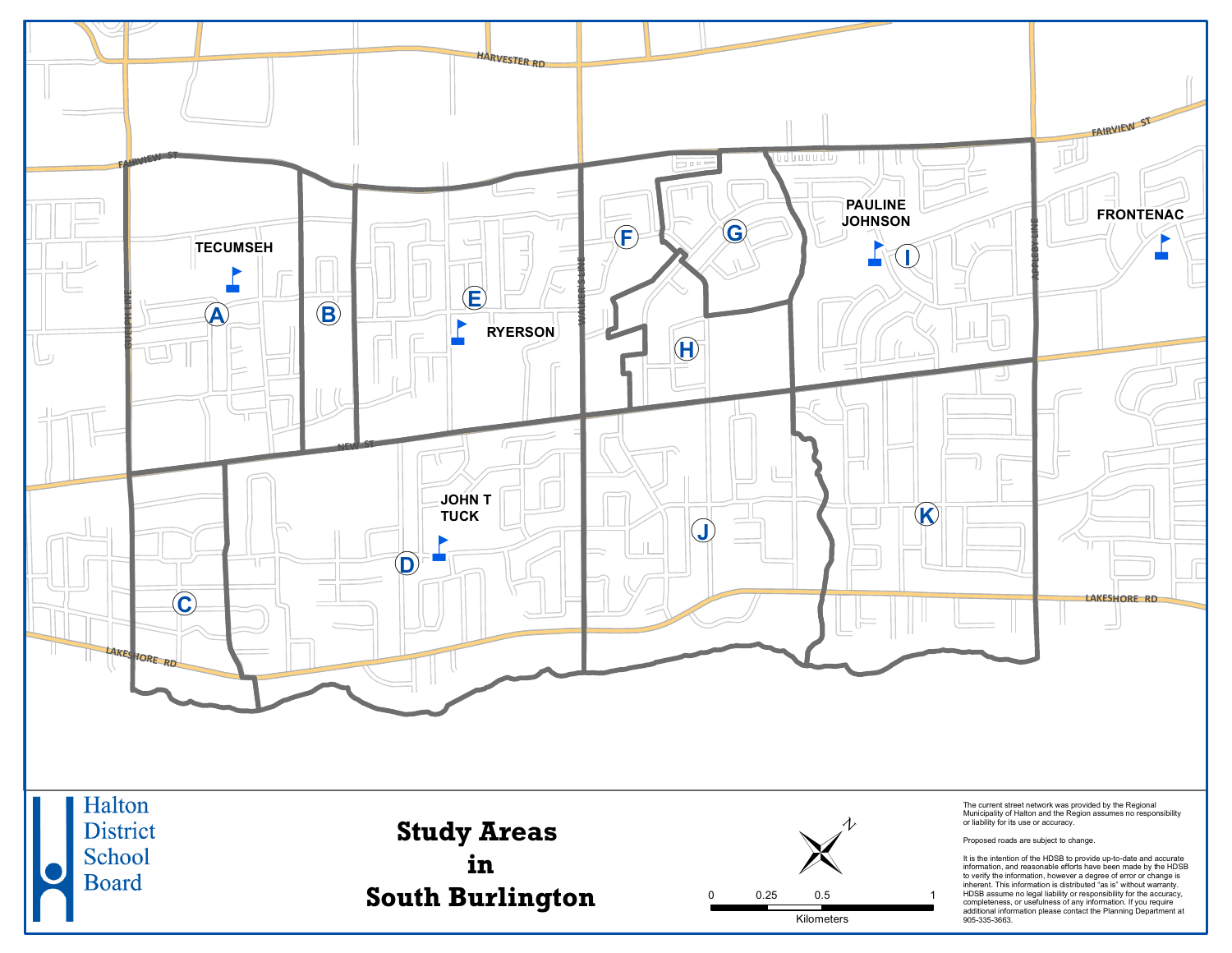HARVESTER RD

FAIRVIEW ST

FAIRVIEW ST

GUELPH LINE

WALKER'S LINE

APPLEBY LINE

NEW ST

LAKESHORE RD

LAKESHORE RD

TECUMSEH

RYERSON

PAULINE JOHNSON

FRONTENAC

JOHN T TUCK

A

B

C

D

E

F

G

H

I

J

K

Halton District School Board

# Study Areas in South Burlington

N

0 0.25 0.5 1

Kilometers

The current street network was provided by the Regional Municipality of Halton and the Region assumes no responsibility or liability for its use or accuracy.

Proposed roads are subject to change.

It is the intention of the HDSB to provide up-to-date and accurate information, and reasonable efforts have been made by the HDSB to verify the information, however a degree of error or change is inherent. This information is distributed "as is" without warranty. HDSB assume no legal liability or responsibility for the accuracy, completeness, or usefulness of any information. If you require additional information please contact the Planning Department at 905-335-3663.